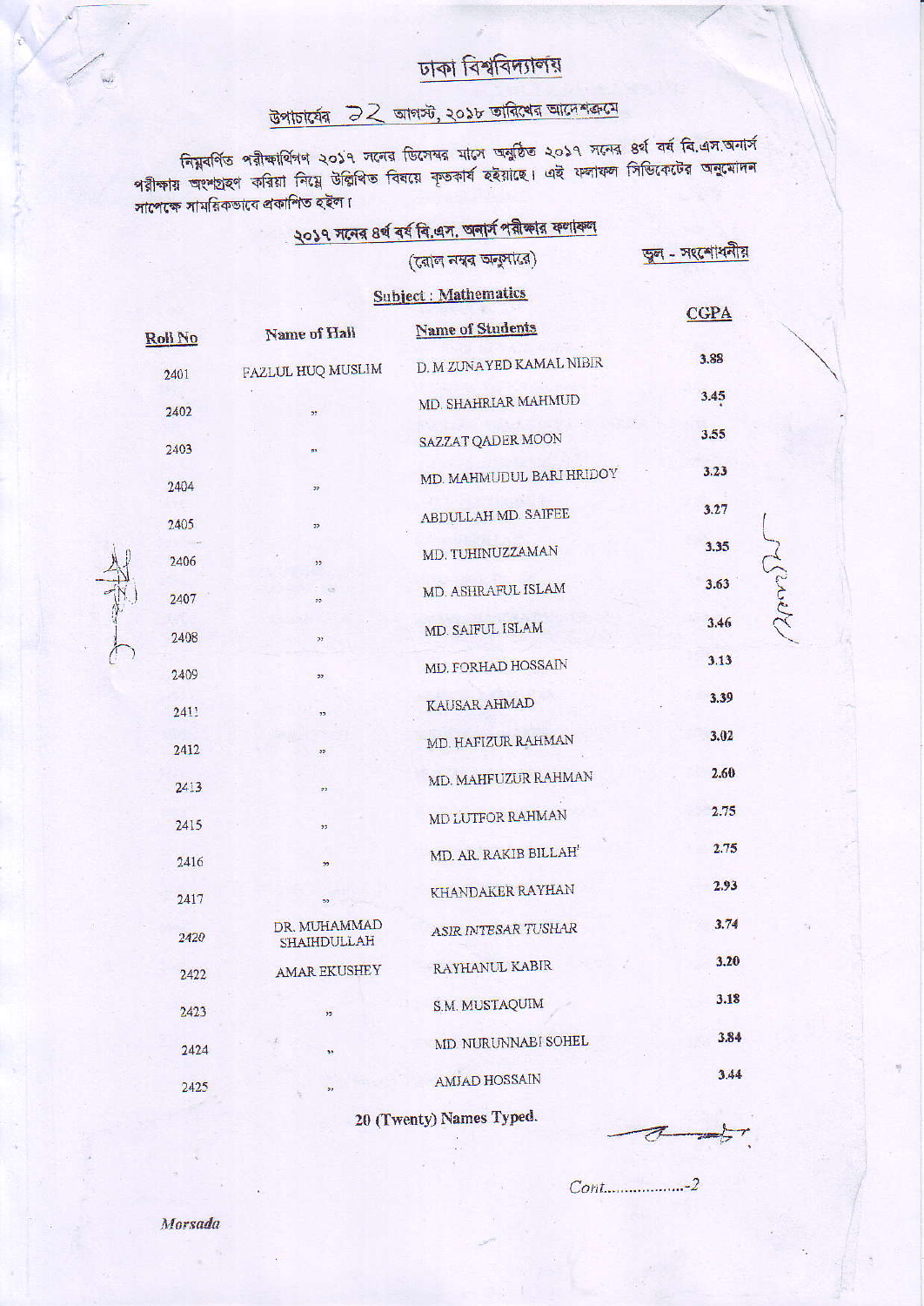# ঢাকা বিশ্ববিদ্যালয়

উপাচার্যের ২২ আগস্ট, ২০১৮ তারিখের আদেশক্রমে

নিম্নবর্ণিত পরীক্ষার্থিগণ ২০১৭ সনের ডিসেম্বর মাসে অনুষ্ঠিত ২০১৭ সনের ৪র্থ বর্ষ বি.এস.অনার্স পরীক্ষায় অংশগ্রহণ করিয়া নিম্নে উল্লিখিত বিষয়ে কৃতকার্য হইয়াছে। এই ফলাফল সিন্ডিকেটের অনুমোদন সাপেক্ষে সাময়িকভাবে প্রকাশিত হইল।

## ২০১৭ সনের ৪র্থ বর্ষ বি.এস. অনার্স পরীক্ষার ফলাফল

(রোল নম্বর অনুসারে)

ভুল - সংশোধনীয়

**Subject : Mathematics**

| Roll No | Name of Hall | Name of Students | CGPA |
|---|---|---|---|
| 2401 | FAZLUL HUQ MUSLIM | D. M ZUNAYED KAMAL NIBIR | 3.88 |
| 2402 | " | MD. SHAHRIAR MAHMUD | 3.45 |
| 2403 | " | SAZZAT QADER MOON | 3.55 |
| 2404 | " | MD. MAHMUDUL BARI HRIDOY | 3.23 |
| 2405 | " | ABDULLAH MD. SAIFEE | 3.27 |
| 2406 | " | MD. TUHINUZZAMAN | 3.35 |
| 2407 | " | MD. ASHRAFUL ISLAM | 3.63 |
| 2408 | " | MD. SAIFUL ISLAM | 3.46 |
| 2409 | " | MD. FORHAD HOSSAIN | 3.13 |
| 2411 | " | KAUSAR AHMAD | 3.39 |
| 2412 | " | MD. HAFIZUR RAHMAN | 3.02 |
| 2413 | " | MD. MAHFUZUR RAHMAN | 2.60 |
| 2415 | " | MD LUTFOR RAHMAN | 2.75 |
| 2416 | " | MD. AR. RAKIB BILLAH' | 2.75 |
| 2417 | " | KHANDAKER RAYHAN | 2.93 |
| 2420 | DR. MUHAMMAD SHAHIDULLAH | ASIR INTESAR TUSHAR | 3.74 |
| 2422 | AMAR EKUSHEY | RAYHANUL KABIR | 3.20 |
| 2423 | " | S.M. MUSTAQUIM | 3.18 |
| 2424 | " | MD. NURUNNABI SOHEL | 3.84 |
| 2425 | " | AMJAD HOSSAIN | 3.44 |

**20 (Twenty) Names Typed.**

Cont...................-2

*Morsada*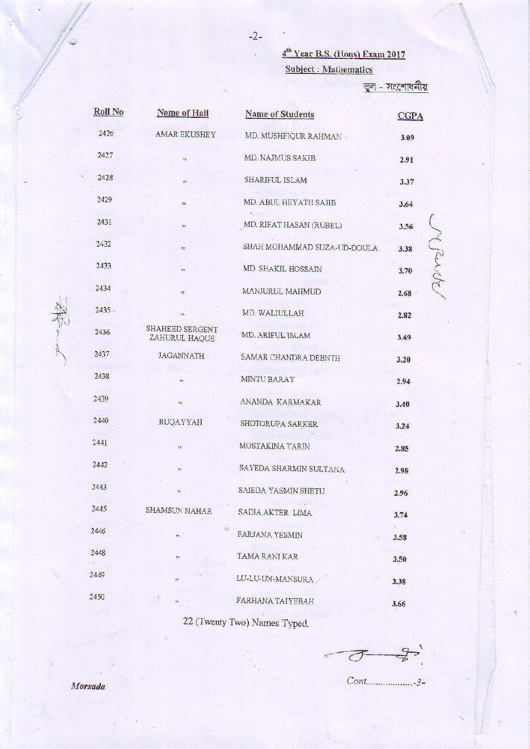## 4th Year B.S. (Hons) Exam 2017

### Subject : Mathematics

ভুল - সংশোধনীয়

| Roll No | Name of Hall | Name of Students | CGPA |
|---|---|---|---|
| 2426 | AMAR EKUSHEY | MD. MUSHFIQUR RAHMAN | 3.09 |
| 2427 | ,, | MD. NAJMUS SAKIB | 2.91 |
| 2428 | ,, | SHARIFUL ISLAM | 3.37 |
| 2429 | ,, | MD. ABUL HEYATH SAJIB | 3.64 |
| 2431 | ,, | MD. RIFAT HASAN (RUBEL) | 3.56 |
| 2432 | ,, | SHAH MOHAMMAD SUZA-UD-DOULA | 3.38 |
| 2433 | ,, | MD. SHAKIL HOSSAIN | 3.70 |
| 2434 | ,, | MANJURUL MAHMUD | 2.68 |
| 2435 | ,, | MD. WALIULLAH | 2.82 |
| 2436 | SHAHEED SERGENT ZAHURUL HAQUE | MD. ARIFUL ISLAM | 3.49 |
| 2437 | JAGANNATH | SAMAR CHANDRA DEBNTH | 3.20 |
| 2438 | ,, | MINTU BARAY | 2.94 |
| 2439 | ,, | ANANDA KARMAKAR | 3.40 |
| 2440 | RUQAYYAH | SHOTORUPA SARKER | 3.24 |
| 2441 | ,, | MOSTAKINA TARIN | 2.85 |
| 2442 | ,, | SAYEDA SHARMIN SULTANA | 2.98 |
| 2443 | ,, | SAIEDA YASMIN SHETU | 2.96 |
| 2445 | SHAMSUN NAHAR | SADIA AKTER LIMA | 3.74 |
| 2446 | ,, | FARJANA YESMIN | 3.58 |
| 2448 | ,, | TAMA RANI KAR | 3.50 |
| 2449 | ,, | LU-LU-UN-MANSURA | 3.38 |
| 2450 | ,, | FARHANA TAIYEBAH | 3.66 |

22 (Twenty Two) Names Typed.

*Morsada*

Cont...................-3-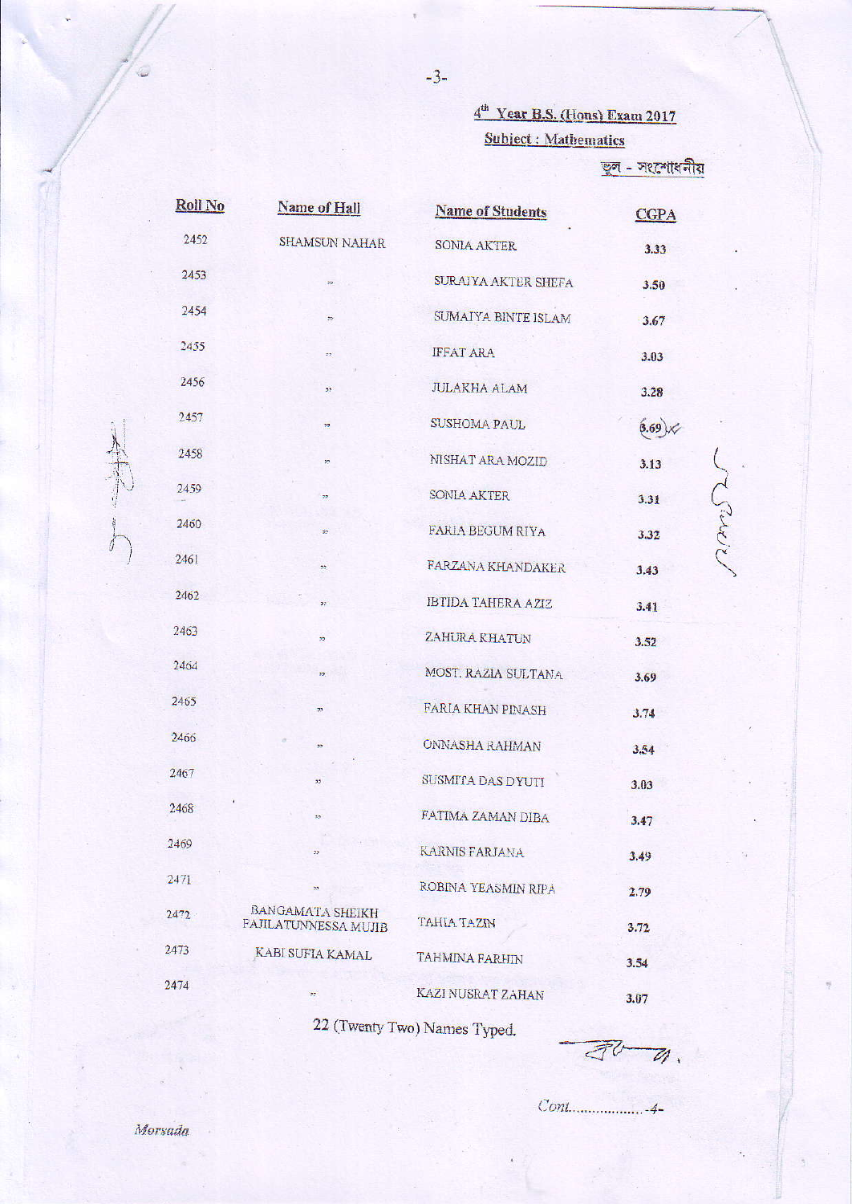### 4th Year B.S. (Hons) Exam 2017

**Subject : Mathematics**

ভুল - সংশোধনীয়

| Roll No | Name of Hall | Name of Students | CGPA |
|---|---|---|---|
| 2452 | SHAMSUN NAHAR | SONIA AKTER | 3.33 |
| 2453 | " | SURAIYA AKTER SHEFA | 3.50 |
| 2454 | " | SUMAIYA BINTE ISLAM | 3.67 |
| 2455 | " | IFFAT ARA | 3.03 |
| 2456 | " | JULAKHA ALAM | 3.28 |
| 2457 | " | SUSHOMA PAUL | 3.69 |
| 2458 | " | NISHAT ARA MOZID | 3.13 |
| 2459 | " | SONIA AKTER | 3.31 |
| 2460 | " | FARIA BEGUM RIYA | 3.32 |
| 2461 | " | FARZANA KHANDAKER | 3.43 |
| 2462 | " | IBTIDA TAHERA AZIZ | 3.41 |
| 2463 | " | ZAHURA KHATUN | 3.52 |
| 2464 | " | MOST. RAZIA SULTANA | 3.69 |
| 2465 | " | FARIA KHAN PINASH | 3.74 |
| 2466 | " | ONNASHA RAHMAN | 3.54 |
| 2467 | " | SUSMITA DAS DYUTI | 3.03 |
| 2468 | " | FATIMA ZAMAN DIBA | 3.47 |
| 2469 | " | KARNIS FARJANA | 3.49 |
| 2471 | " | ROBINA YEASMIN RIPA | 2.79 |
| 2472 | BANGAMATA SHEIKH FAJILATUNNESSA MUJIB | TAHIA TAZIN | 3.72 |
| 2473 | KABI SUFIA KAMAL | TAHMINA FARHIN | 3.54 |
| 2474 | " | KAZI NUSRAT ZAHAN | 3.07 |

22 (Twenty Two) Names Typed.

Cont..................-4-

*Morsada*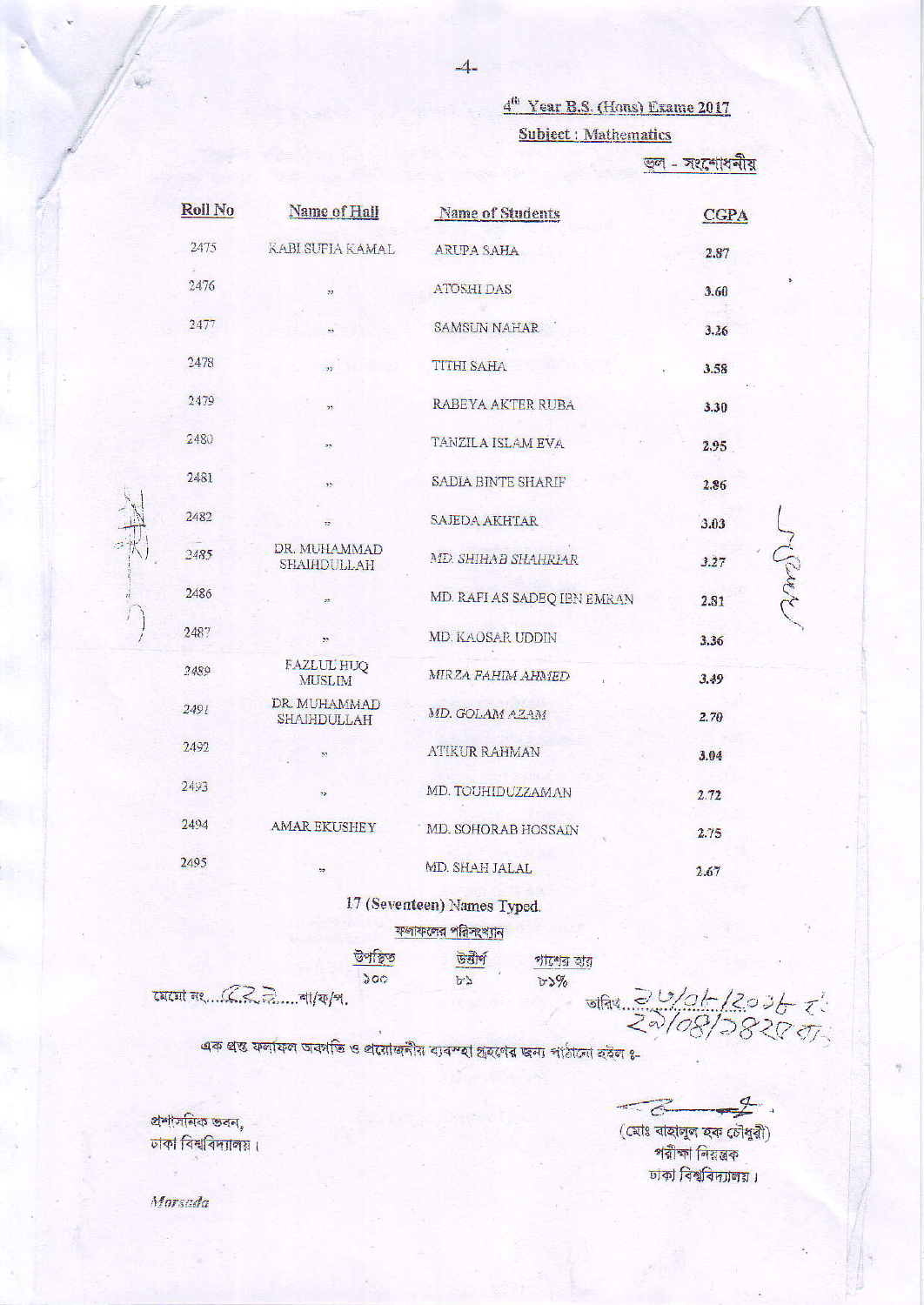4th Year B.S. (Hons) Exame 2017

Subject : Mathematics

ভুল - সংশোধনীয়

| Roll No | Name of Hall | Name of Students | CGPA |
|---|---|---|---|
| 2475 | KABI SUFIA KAMAL | ARUPA SAHA | 2.87 |
| 2476 | " | ATOSHI DAS | 3.60 |
| 2477 | " | SAMSUN NAHAR | 3.26 |
| 2478 | " | TITHI SAHA | 3.58 |
| 2479 | " | RABEYA AKTER RUBA | 3.30 |
| 2480 | " | TANZILA ISLAM EVA | 2.95 |
| 2481 | " | SADIA BINTE SHARIF | 2.86 |
| 2482 | " | SAJEDA AKHTAR | 3.03 |
| 2485 | DR. MUHAMMAD SHAIHDULLAH | MD. SHIHAB SHAHRIAR | 3.27 |
| 2486 | " | MD. RAFI AS SADEQ IBN EMRAN | 2.81 |
| 2487 | " | MD. KAOSAR UDDIN | 3.36 |
| 2489 | FAZLUL HUQ MUSLIM | MIRZA FAHIM AHMED | 3.49 |
| 2491 | DR. MUHAMMAD SHAIHDULLAH | MD. GOLAM AZAM | 2.70 |
| 2492 | " | ATIKUR RAHMAN | 3.04 |
| 2493 | " | MD. TOUHIDUZZAMAN | 2.72 |
| 2494 | AMAR EKUSHEY | MD. SOHORAB HOSSAIN | 2.75 |
| 2495 | " | MD. SHAH JALAL | 2.67 |

17 (Seventeen) Names Typed.

ফলাফলের পরিসংখ্যান

| উপস্থিত | উত্তীর্ণ | পাশের হার |
|---|---|---|
| ১০০ | ৮১ | ৮১% |

মেমো নং.....৫২২.....শা/ফ/প.

তারিখ ২৬/০৮/২০১৮ খ্রিঃ
২৯/০৪/১৪২৫ বঃ

এক প্রস্থ ফলাফল অবগতি ও প্রয়োজনীয় ব্যবস্থা গ্রহণের জন্য পাঠানো হইল ঃ-

প্রশাসনিক ভবন,
ঢাকা বিশ্ববিদ্যালয়।

(মোঃ বাহালুল হক চৌধুরী)
পরীক্ষা নিয়ন্ত্রক
ঢাকা বিশ্ববিদ্যালয়।

Morsada